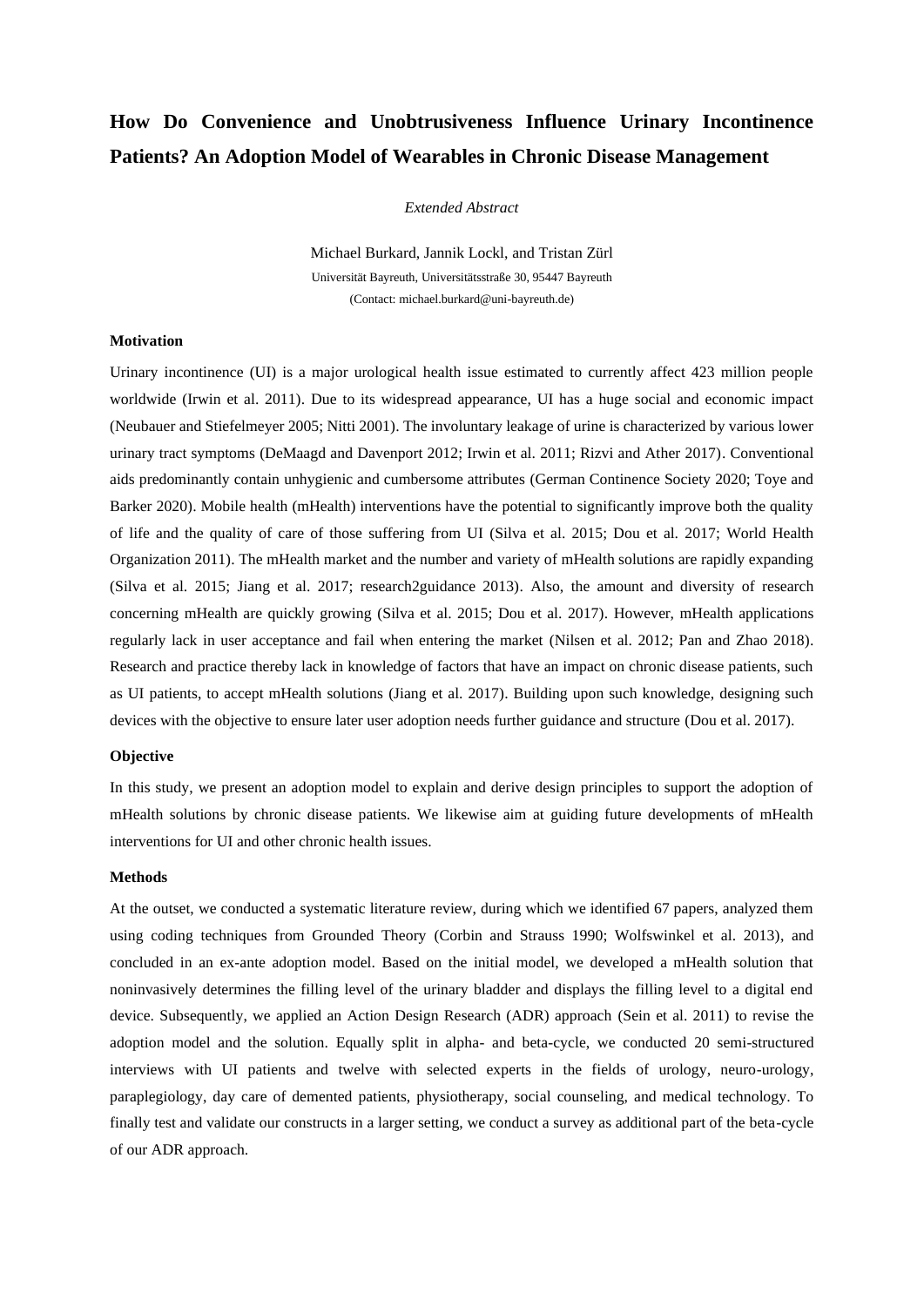# How Do Convenience and Unobtrusiveness Influence Urinary Incontinence Patients? An Adoption Model of Wearables in Chronic Disease Management

*Extended Abstract*

Michael Burkard, Jannik Lockl, and Tristan Zürl

Universität Bayreuth, Universitätsstraße 30, 95447 Bayreuth

(Contact: michael.burkard@uni-bayreuth.de)

## Motivation

Urinary incontinence (UI) is a major urological health issue estimated to currently affect 423 million people worldwide (Irwin et al. 2011). Due to its widespread appearance, UI has a huge social and economic impact (Neubauer and Stiefelmeyer 2005; Nitti 2001). The involuntary leakage of urine is characterized by various lower urinary tract symptoms (DeMaagd and Davenport 2012; Irwin et al. 2011; Rizvi and Ather 2017). Conventional aids predominantly contain unhygienic and cumbersome attributes (German Continence Society 2020; Toye and Barker 2020). Mobile health (mHealth) interventions have the potential to significantly improve both the quality of life and the quality of care of those suffering from UI (Silva et al. 2015; Dou et al. 2017; World Health Organization 2011). The mHealth market and the number and variety of mHealth solutions are rapidly expanding (Silva et al. 2015; Jiang et al. 2017; research2guidance 2013). Also, the amount and diversity of research concerning mHealth are quickly growing (Silva et al. 2015; Dou et al. 2017). However, mHealth applications regularly lack in user acceptance and fail when entering the market (Nilsen et al. 2012; Pan and Zhao 2018). Research and practice thereby lack in knowledge of factors that have an impact on chronic disease patients, such as UI patients, to accept mHealth solutions (Jiang et al. 2017). Building upon such knowledge, designing such devices with the objective to ensure later user adoption needs further guidance and structure (Dou et al. 2017).

## Objective

In this study, we present an adoption model to explain and derive design principles to support the adoption of mHealth solutions by chronic disease patients. We likewise aim at guiding future developments of mHealth interventions for UI and other chronic health issues.

## Methods

At the outset, we conducted a systematic literature review, during which we identified 67 papers, analyzed them using coding techniques from Grounded Theory (Corbin and Strauss 1990; Wolfswinkel et al. 2013), and concluded in an ex-ante adoption model. Based on the initial model, we developed a mHealth solution that noninvasively determines the filling level of the urinary bladder and displays the filling level to a digital end device. Subsequently, we applied an Action Design Research (ADR) approach (Sein et al. 2011) to revise the adoption model and the solution. Equally split in alpha- and beta-cycle, we conducted 20 semi-structured interviews with UI patients and twelve with selected experts in the fields of urology, neuro-urology, paraplegiology, day care of demented patients, physiotherapy, social counseling, and medical technology. To finally test and validate our constructs in a larger setting, we conduct a survey as additional part of the beta-cycle of our ADR approach.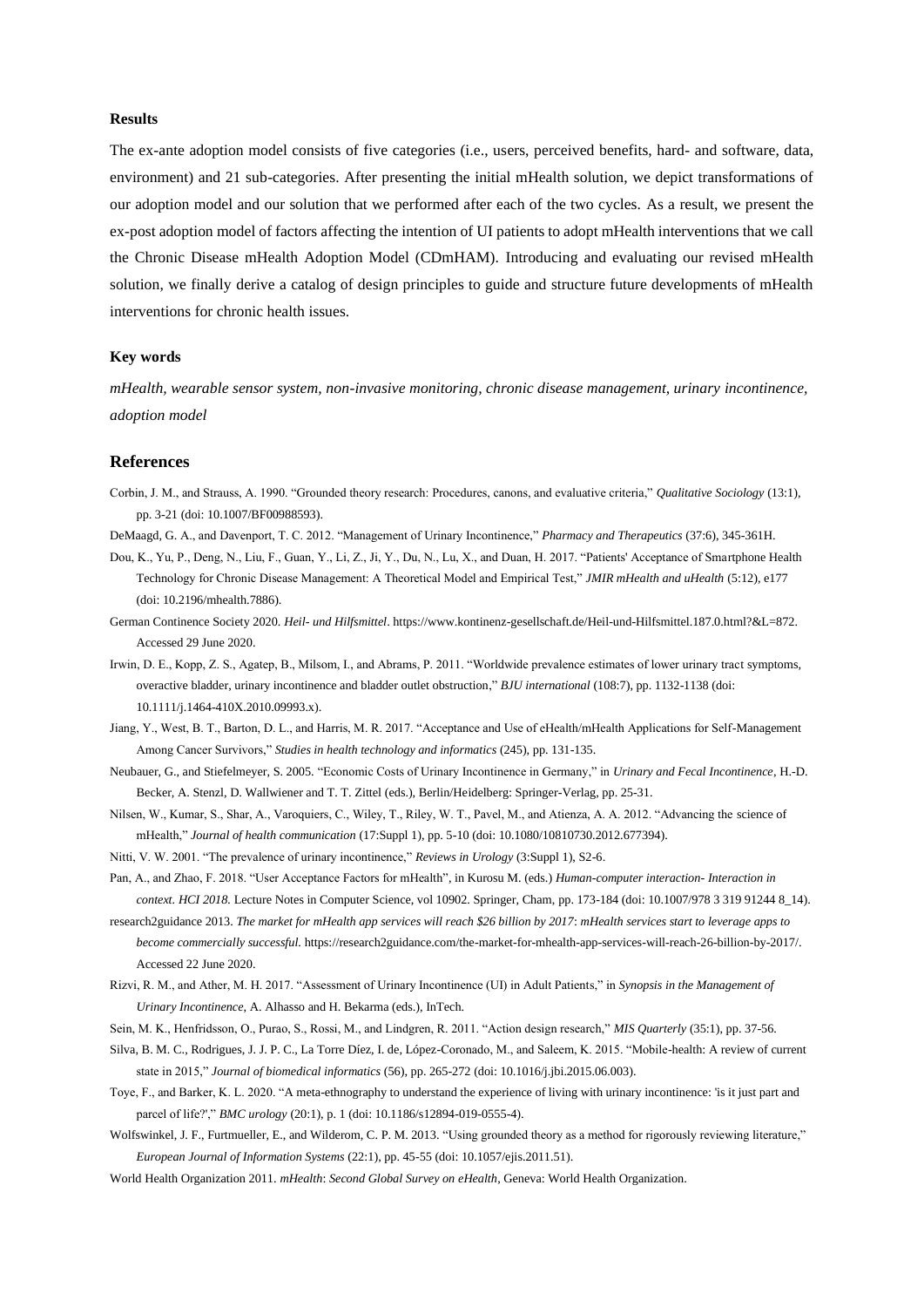**Results**

The ex-ante adoption model consists of five categories (i.e., users, perceived benefits, hard- and software, data, environment) and 21 sub-categories. After presenting the initial mHealth solution, we depict transformations of our adoption model and our solution that we performed after each of the two cycles. As a result, we present the ex-post adoption model of factors affecting the intention of UI patients to adopt mHealth interventions that we call the Chronic Disease mHealth Adoption Model (CDmHAM). Introducing and evaluating our revised mHealth solution, we finally derive a catalog of design principles to guide and structure future developments of mHealth interventions for chronic health issues.

**Key words**

*mHealth, wearable sensor system, non-invasive monitoring, chronic disease management, urinary incontinence, adoption model*

## References

Corbin, J. M., and Strauss, A. 1990. "Grounded theory research: Procedures, canons, and evaluative criteria," *Qualitative Sociology* (13:1), pp. 3-21 (doi: 10.1007/BF00988593).

DeMaagd, G. A., and Davenport, T. C. 2012. "Management of Urinary Incontinence," *Pharmacy and Therapeutics* (37:6), 345-361H.

Dou, K., Yu, P., Deng, N., Liu, F., Guan, Y., Li, Z., Ji, Y., Du, N., Lu, X., and Duan, H. 2017. "Patients' Acceptance of Smartphone Health Technology for Chronic Disease Management: A Theoretical Model and Empirical Test," *JMIR mHealth and uHealth* (5:12), e177 (doi: 10.2196/mhealth.7886).

German Continence Society 2020. *Heil- und Hilfsmittel*. https://www.kontinenz-gesellschaft.de/Heil-und-Hilfsmittel.187.0.html?&L=872. Accessed 29 June 2020.

Irwin, D. E., Kopp, Z. S., Agatep, B., Milsom, I., and Abrams, P. 2011. "Worldwide prevalence estimates of lower urinary tract symptoms, overactive bladder, urinary incontinence and bladder outlet obstruction," *BJU international* (108:7), pp. 1132-1138 (doi: 10.1111/j.1464-410X.2010.09993.x).

Jiang, Y., West, B. T., Barton, D. L., and Harris, M. R. 2017. "Acceptance and Use of eHealth/mHealth Applications for Self-Management Among Cancer Survivors," *Studies in health technology and informatics* (245), pp. 131-135.

Neubauer, G., and Stiefelmeyer, S. 2005. "Economic Costs of Urinary Incontinence in Germany," in *Urinary and Fecal Incontinence*, H.-D. Becker, A. Stenzl, D. Wallwiener and T. T. Zittel (eds.), Berlin/Heidelberg: Springer-Verlag, pp. 25-31.

Nilsen, W., Kumar, S., Shar, A., Varoquiers, C., Wiley, T., Riley, W. T., Pavel, M., and Atienza, A. A. 2012. "Advancing the science of mHealth," *Journal of health communication* (17:Suppl 1), pp. 5-10 (doi: 10.1080/10810730.2012.677394).

Nitti, V. W. 2001. "The prevalence of urinary incontinence," *Reviews in Urology* (3:Suppl 1), S2-6.

Pan, A., and Zhao, F. 2018. "User Acceptance Factors for mHealth", in Kurosu M. (eds.) *Human-computer interaction- Interaction in context. HCI 2018.* Lecture Notes in Computer Science, vol 10902. Springer, Cham, pp. 173-184 (doi: 10.1007/978 3 319 91244 8_14).

research2guidance 2013. *The market for mHealth app services will reach $26 billion by 2017: mHealth services start to leverage apps to become commercially successful.* https://research2guidance.com/the-market-for-mhealth-app-services-will-reach-26-billion-by-2017/. Accessed 22 June 2020.

Rizvi, R. M., and Ather, M. H. 2017. "Assessment of Urinary Incontinence (UI) in Adult Patients," in *Synopsis in the Management of Urinary Incontinence*, A. Alhasso and H. Bekarma (eds.), InTech.

Sein, M. K., Henfridsson, O., Purao, S., Rossi, M., and Lindgren, R. 2011. "Action design research," *MIS Quarterly* (35:1), pp. 37-56.

Silva, B. M. C., Rodrigues, J. J. P. C., La Torre Díez, I. de, López-Coronado, M., and Saleem, K. 2015. "Mobile-health: A review of current state in 2015," *Journal of biomedical informatics* (56), pp. 265-272 (doi: 10.1016/j.jbi.2015.06.003).

Toye, F., and Barker, K. L. 2020. "A meta-ethnography to understand the experience of living with urinary incontinence: 'is it just part and parcel of life?'," *BMC urology* (20:1), p. 1 (doi: 10.1186/s12894-019-0555-4).

Wolfswinkel, J. F., Furtmueller, E., and Wilderom, C. P. M. 2013. "Using grounded theory as a method for rigorously reviewing literature," *European Journal of Information Systems* (22:1), pp. 45-55 (doi: 10.1057/ejis.2011.51).

World Health Organization 2011. *mHealth: Second Global Survey on eHealth*, Geneva: World Health Organization.